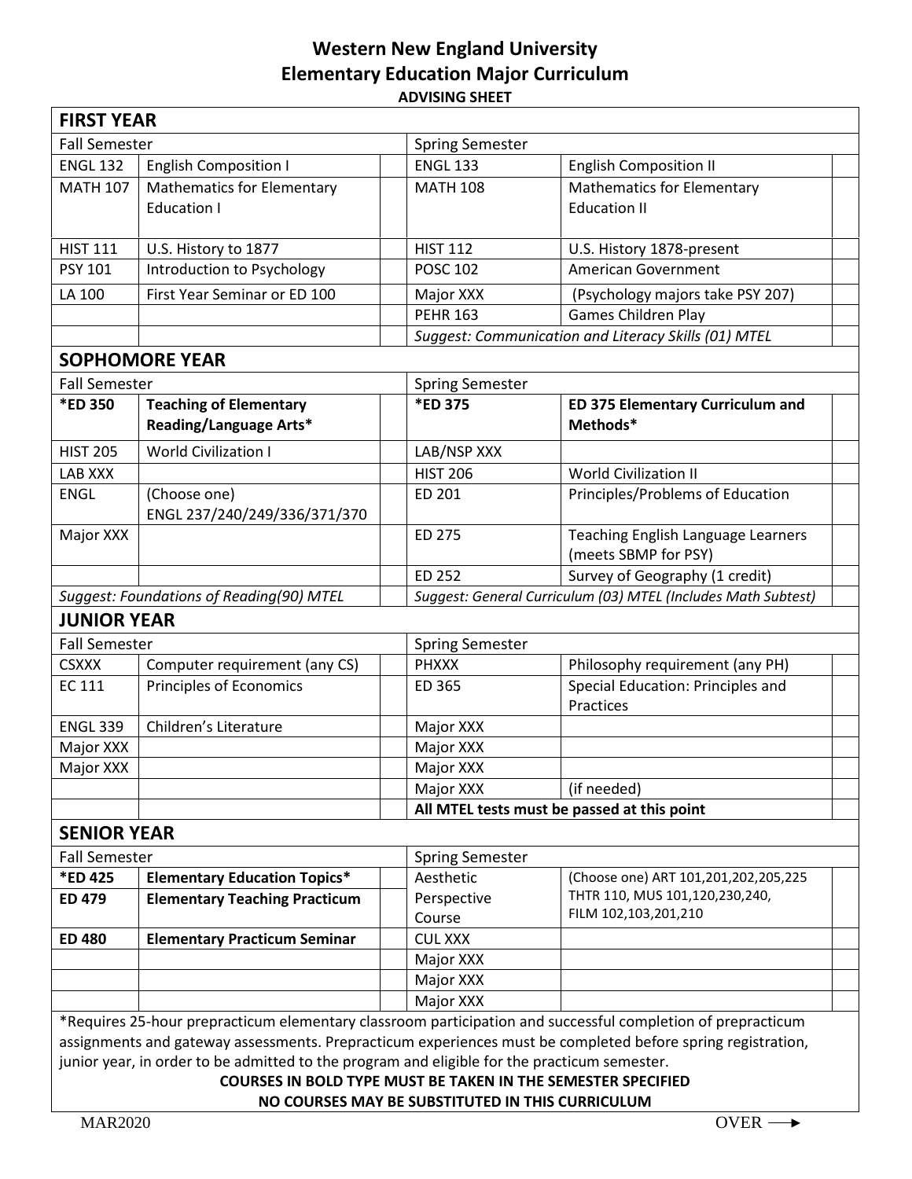# Western New England University
# Elementary Education Major Curriculum
### ADVISING SHEET

## FIRST YEAR

| Fall Semester | | | Spring Semester | | |
|---|---|---|---|---|---|
| ENGL 132 | English Composition I | | ENGL 133 | English Composition II | |
| MATH 107 | Mathematics for Elementary Education I | | MATH 108 | Mathematics for Elementary Education II | |
| HIST 111 | U.S. History to 1877 | | HIST 112 | U.S. History 1878-present | |
| PSY 101 | Introduction to Psychology | | POSC 102 | American Government | |
| LA 100 | First Year Seminar or ED 100 | | Major XXX | (Psychology majors take PSY 207) | |
| | | | PEHR 163 | Games Children Play | |
| | | | *Suggest: Communication and Literacy Skills (01) MTEL* | | |

## SOPHOMORE YEAR

| Fall Semester | | | Spring Semester | | |
|---|---|---|---|---|---|
| **\*ED 350** | **Teaching of Elementary Reading/Language Arts\*** | | **\*ED 375** | **ED 375 Elementary Curriculum and Methods\*** | |
| HIST 205 | World Civilization I | | LAB/NSP XXX | | |
| LAB XXX | | | HIST 206 | World Civilization II | |
| ENGL | (Choose one) ENGL 237/240/249/336/371/370 | | ED 201 | Principles/Problems of Education | |
| Major XXX | | | ED 275 | Teaching English Language Learners (meets SBMP for PSY) | |
| | | | ED 252 | Survey of Geography (1 credit) | |
| *Suggest: Foundations of Reading(90) MTEL* | | | *Suggest: General Curriculum (03) MTEL (Includes Math Subtest)* | | |

## JUNIOR YEAR

| Fall Semester | | | Spring Semester | | |
|---|---|---|---|---|---|
| CSXXX | Computer requirement (any CS) | | PHXXX | Philosophy requirement (any PH) | |
| EC 111 | Principles of Economics | | ED 365 | Special Education: Principles and Practices | |
| ENGL 339 | Children's Literature | | Major XXX | | |
| Major XXX | | | Major XXX | | |
| Major XXX | | | Major XXX | | |
| | | | Major XXX | (if needed) | |
| | | | **All MTEL tests must be passed at this point** | | |

## SENIOR YEAR

| Fall Semester | | | Spring Semester | | |
|---|---|---|---|---|---|
| **\*ED 425** | **Elementary Education Topics\*** | | Aesthetic Perspective Course | (Choose one) ART 101,201,202,205,225 THTR 110, MUS 101,120,230,240, FILM 102,103,201,210 | |
| **ED 479** | **Elementary Teaching Practicum** | | | | |
| **ED 480** | **Elementary Practicum Seminar** | | CUL XXX | | |
| | | | Major XXX | | |
| | | | Major XXX | | |
| | | | Major XXX | | |

*Requires 25-hour prepracticum elementary classroom participation and successful completion of prepracticum assignments and gateway assessments. Prepracticum experiences must be completed before spring registration, junior year, in order to be admitted to the program and eligible for the practicum semester.

**COURSES IN BOLD TYPE MUST BE TAKEN IN THE SEMESTER SPECIFIED**

**NO COURSES MAY BE SUBSTITUTED IN THIS CURRICULUM**

MAR2020

OVER ⟶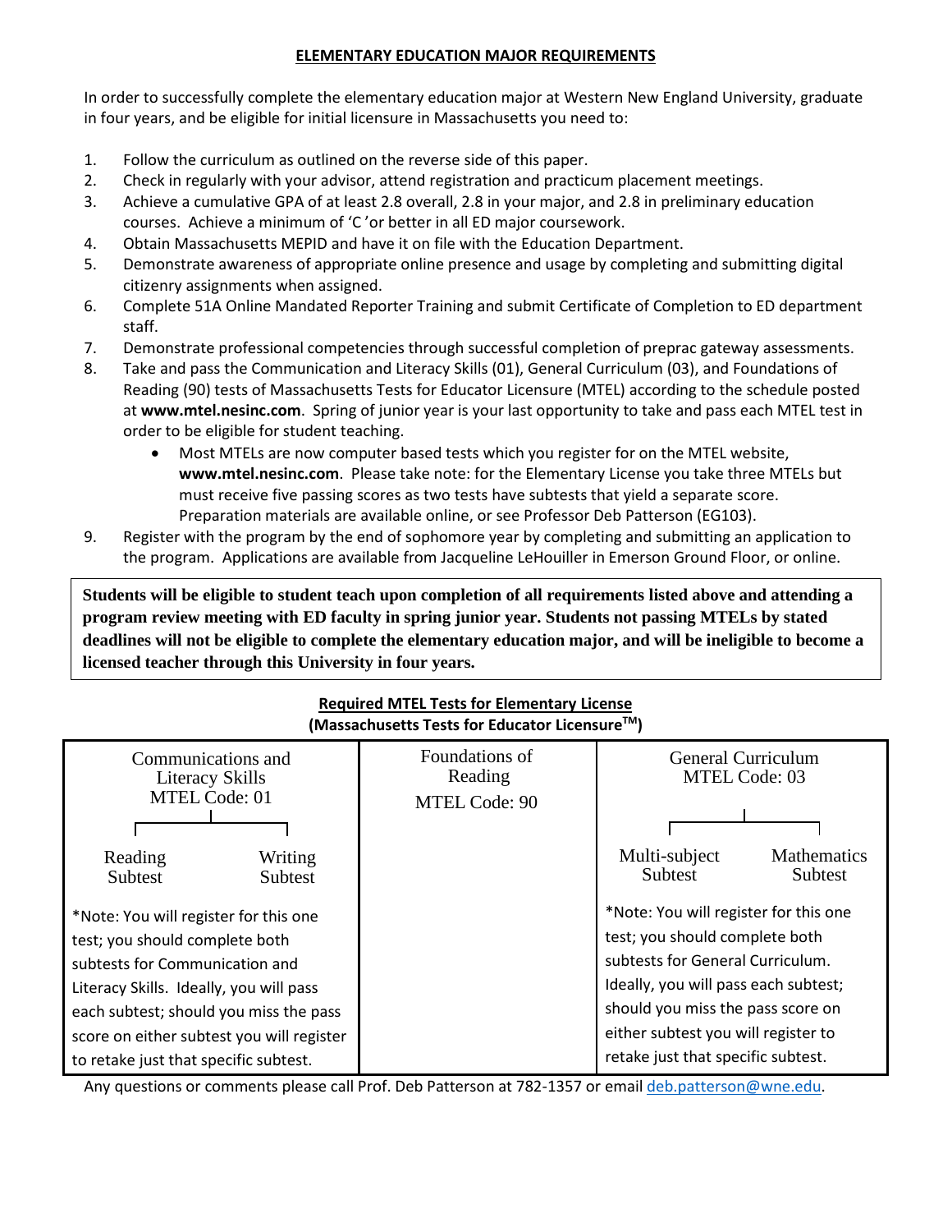## ELEMENTARY EDUCATION MAJOR REQUIREMENTS

In order to successfully complete the elementary education major at Western New England University, graduate in four years, and be eligible for initial licensure in Massachusetts you need to:

1. Follow the curriculum as outlined on the reverse side of this paper.
2. Check in regularly with your advisor, attend registration and practicum placement meetings.
3. Achieve a cumulative GPA of at least 2.8 overall, 2.8 in your major, and 2.8 in preliminary education courses. Achieve a minimum of 'C' or better in all ED major coursework.
4. Obtain Massachusetts MEPID and have it on file with the Education Department.
5. Demonstrate awareness of appropriate online presence and usage by completing and submitting digital citizenry assignments when assigned.
6. Complete 51A Online Mandated Reporter Training and submit Certificate of Completion to ED department staff.
7. Demonstrate professional competencies through successful completion of preprac gateway assessments.
8. Take and pass the Communication and Literacy Skills (01), General Curriculum (03), and Foundations of Reading (90) tests of Massachusetts Tests for Educator Licensure (MTEL) according to the schedule posted at **www.mtel.nesinc.com**. Spring of junior year is your last opportunity to take and pass each MTEL test in order to be eligible for student teaching.
   - Most MTELs are now computer based tests which you register for on the MTEL website, **www.mtel.nesinc.com**. Please take note: for the Elementary License you take three MTELs but must receive five passing scores as two tests have subtests that yield a separate score. Preparation materials are available online, or see Professor Deb Patterson (EG103).
9. Register with the program by the end of sophomore year by completing and submitting an application to the program. Applications are available from Jacqueline LeHouiller in Emerson Ground Floor, or online.

**Students will be eligible to student teach upon completion of all requirements listed above and attending a program review meeting with ED faculty in spring junior year. Students not passing MTELs by stated deadlines will not be eligible to complete the elementary education major, and will be ineligible to become a licensed teacher through this University in four years.**

### Required MTEL Tests for Elementary License
**(Massachusetts Tests for Educator Licensure™)**

| Communications and Literacy Skills MTEL Code: 01 | Foundations of Reading MTEL Code: 90 | General Curriculum MTEL Code: 03 |
|---|---|---|
| Reading Subtest; Writing Subtest | | Multi-subject Subtest; Mathematics Subtest |
| *Note: You will register for this one test; you should complete both subtests for Communication and Literacy Skills. Ideally, you will pass each subtest; should you miss the pass score on either subtest you will register to retake just that specific subtest. | | *Note: You will register for this one test; you should complete both subtests for General Curriculum. Ideally, you will pass each subtest; should you miss the pass score on either subtest you will register to retake just that specific subtest. |

Any questions or comments please call Prof. Deb Patterson at 782-1357 or email deb.patterson@wne.edu.